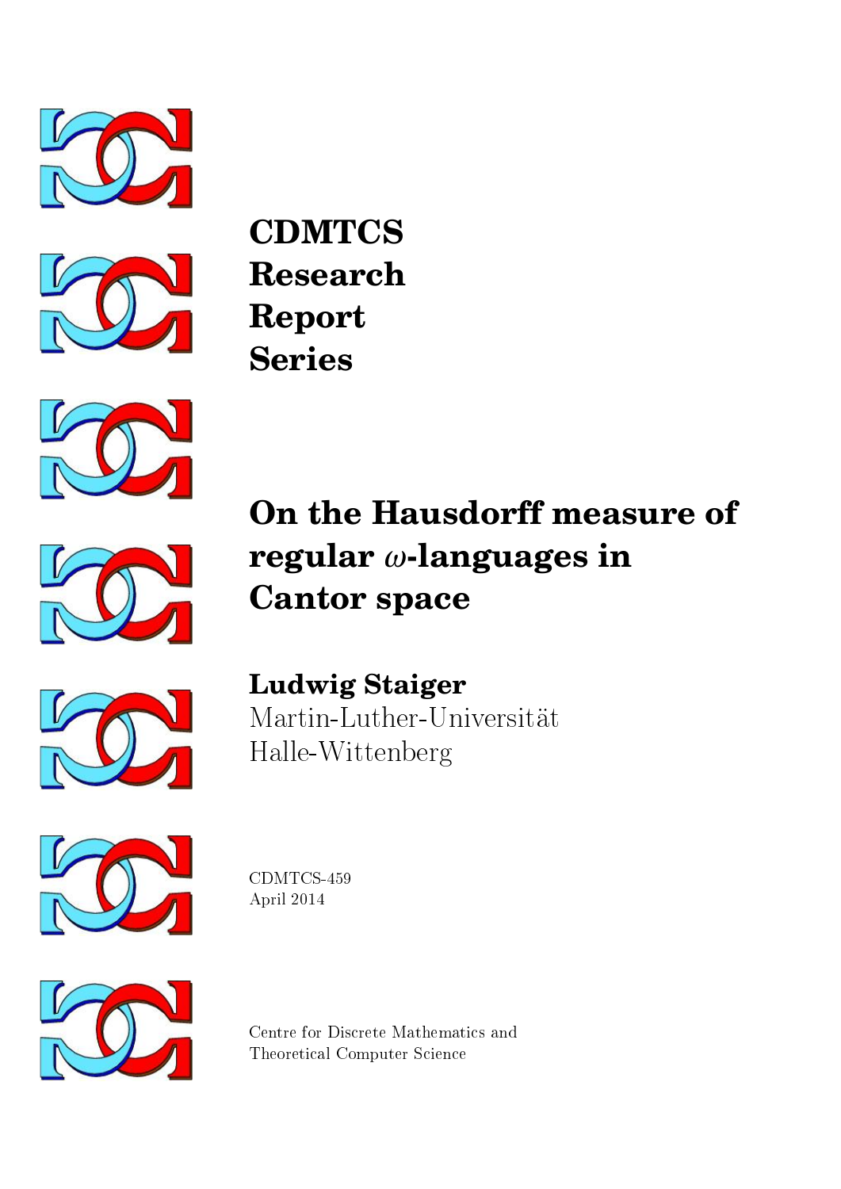# CDMTCS Research Report Series

# On the Hausdorff measure of regular $\omega$-languages in Cantor space

**Ludwig Staiger**
Martin-Luther-Universität
Halle-Wittenberg

CDMTCS-459
April 2014

Centre for Discrete Mathematics and
Theoretical Computer Science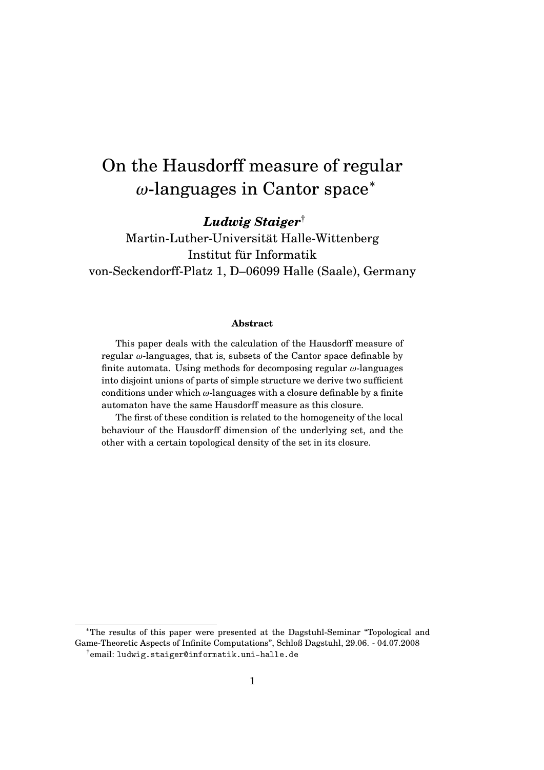# On the Hausdorff measure of regular $\omega$-languages in Cantor space*

***Ludwig Staiger***[†]

Martin-Luther-Universität Halle-Wittenberg
Institut für Informatik
von-Seckendorff-Platz 1, D–06099 Halle (Saale), Germany

**Abstract**

This paper deals with the calculation of the Hausdorff measure of regular $\omega$-languages, that is, subsets of the Cantor space definable by finite automata. Using methods for decomposing regular $\omega$-languages into disjoint unions of parts of simple structure we derive two sufficient conditions under which $\omega$-languages with a closure definable by a finite automaton have the same Hausdorff measure as this closure.

The first of these condition is related to the homogeneity of the local behaviour of the Hausdorff dimension of the underlying set, and the other with a certain topological density of the set in its closure.

---

*The results of this paper were presented at the Dagstuhl-Seminar “Topological and Game-Theoretic Aspects of Infinite Computations”, Schloß Dagstuhl, 29.06. - 04.07.2008

[†]email: ludwig.staiger@informatik.uni-halle.de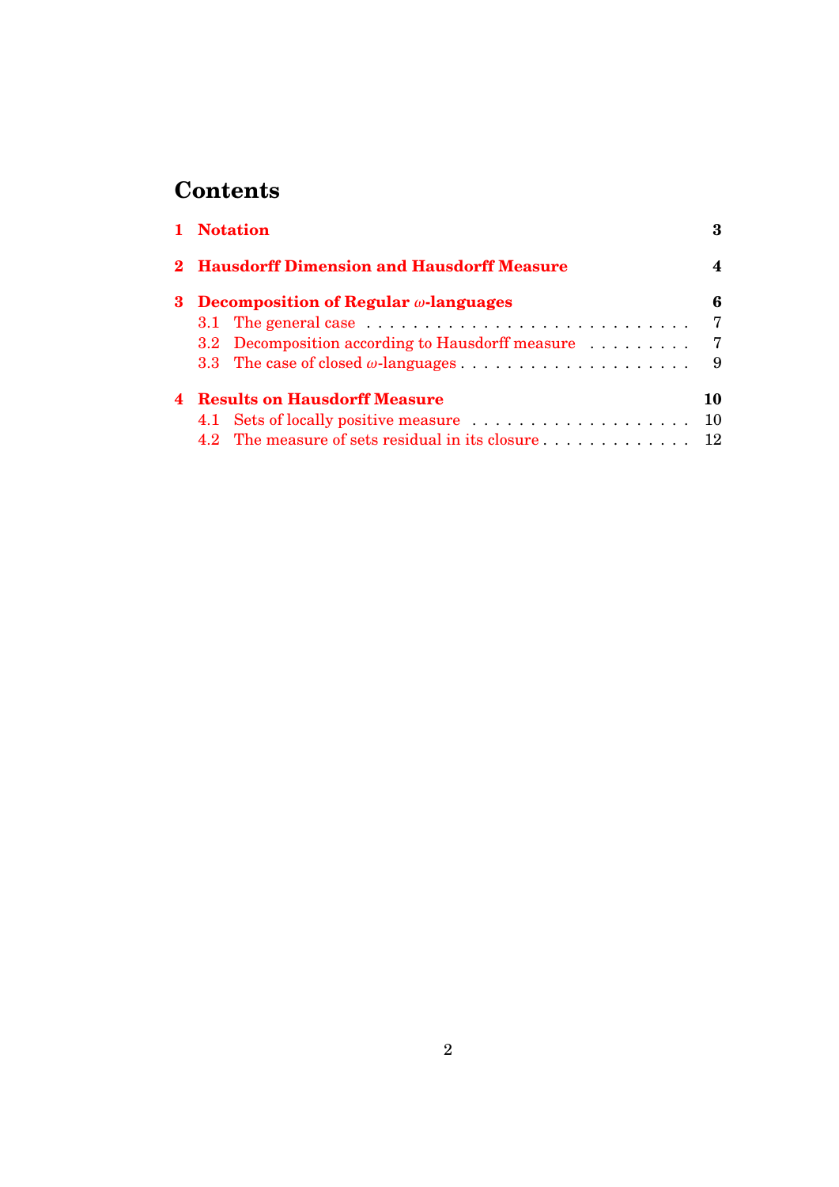# Contents

**1 Notation** 3

**2 Hausdorff Dimension and Hausdorff Measure** 4

**3 Decomposition of Regular $\omega$-languages** 6

- 3.1 The general case . . . . . . . . . . . . . . . . . . . . . . . . . . . 7
- 3.2 Decomposition according to Hausdorff measure . . . . . . . . . 7
- 3.3 The case of closed $\omega$-languages . . . . . . . . . . . . . . . . . . . . 9

**4 Results on Hausdorff Measure** 10

- 4.1 Sets of locally positive measure . . . . . . . . . . . . . . . . . . . 10
- 4.2 The measure of sets residual in its closure . . . . . . . . . . . . . 12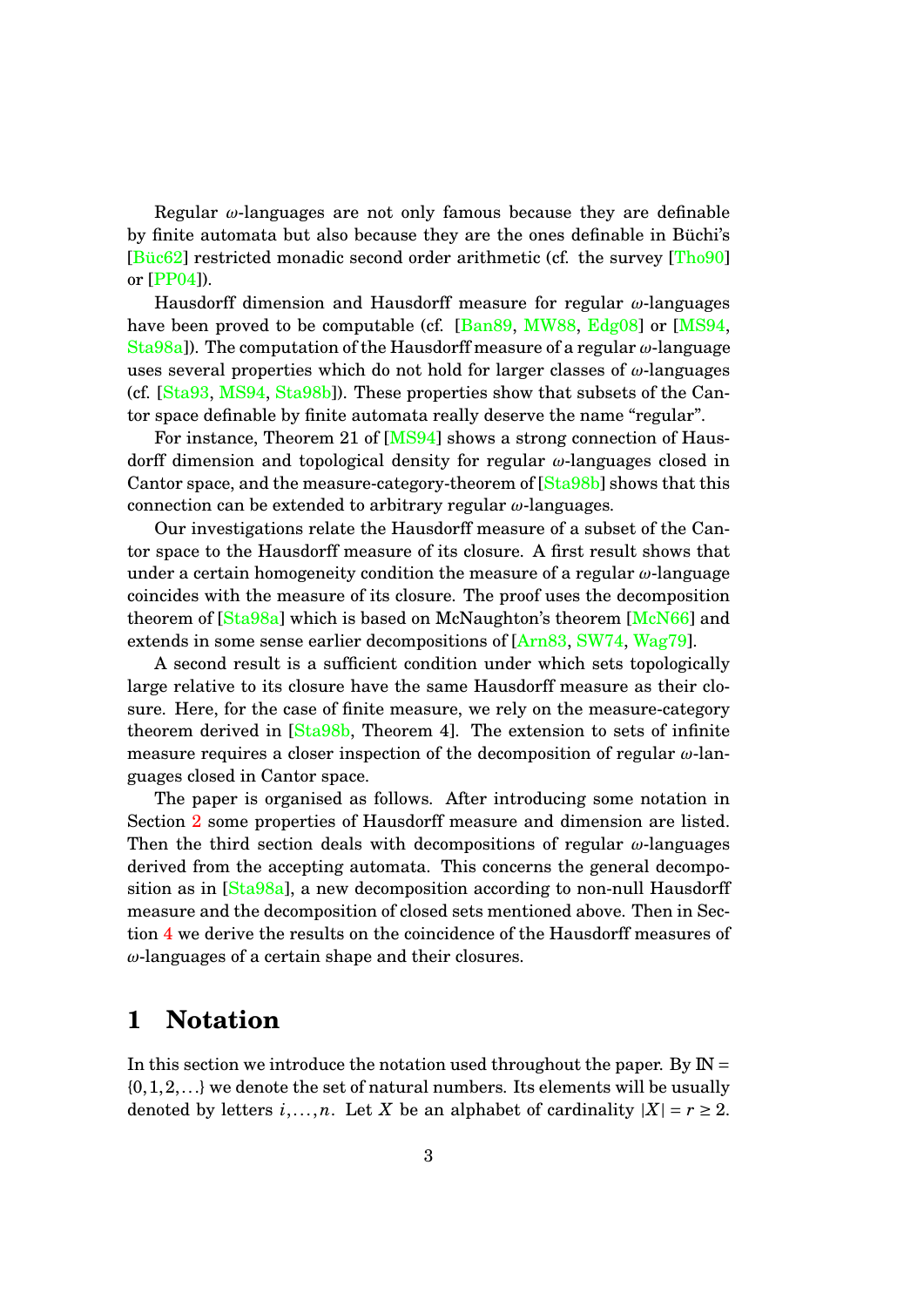Regular $\omega$-languages are not only famous because they are definable by finite automata but also because they are the ones definable in Büchi's [Büc62] restricted monadic second order arithmetic (cf. the survey [Tho90] or [PP04]).

Hausdorff dimension and Hausdorff measure for regular $\omega$-languages have been proved to be computable (cf. [Ban89, MW88, Edg08] or [MS94, Sta98a]). The computation of the Hausdorff measure of a regular $\omega$-language uses several properties which do not hold for larger classes of $\omega$-languages (cf. [Sta93, MS94, Sta98b]). These properties show that subsets of the Cantor space definable by finite automata really deserve the name "regular".

For instance, Theorem 21 of [MS94] shows a strong connection of Hausdorff dimension and topological density for regular $\omega$-languages closed in Cantor space, and the measure-category-theorem of [Sta98b] shows that this connection can be extended to arbitrary regular $\omega$-languages.

Our investigations relate the Hausdorff measure of a subset of the Cantor space to the Hausdorff measure of its closure. A first result shows that under a certain homogeneity condition the measure of a regular $\omega$-language coincides with the measure of its closure. The proof uses the decomposition theorem of [Sta98a] which is based on McNaughton's theorem [McN66] and extends in some sense earlier decompositions of [Arn83, SW74, Wag79].

A second result is a sufficient condition under which sets topologically large relative to its closure have the same Hausdorff measure as their closure. Here, for the case of finite measure, we rely on the measure-category theorem derived in [Sta98b, Theorem 4]. The extension to sets of infinite measure requires a closer inspection of the decomposition of regular $\omega$-languages closed in Cantor space.

The paper is organised as follows. After introducing some notation in Section 2 some properties of Hausdorff measure and dimension are listed. Then the third section deals with decompositions of regular $\omega$-languages derived from the accepting automata. This concerns the general decomposition as in [Sta98a], a new decomposition according to non-null Hausdorff measure and the decomposition of closed sets mentioned above. Then in Section 4 we derive the results on the coincidence of the Hausdorff measures of $\omega$-languages of a certain shape and their closures.

# 1 Notation

In this section we introduce the notation used throughout the paper. By $\mathbb{N} = \{0, 1, 2, \ldots\}$ we denote the set of natural numbers. Its elements will be usually denoted by letters $i, \ldots, n$. Let $X$ be an alphabet of cardinality $|X| = r \geq 2$.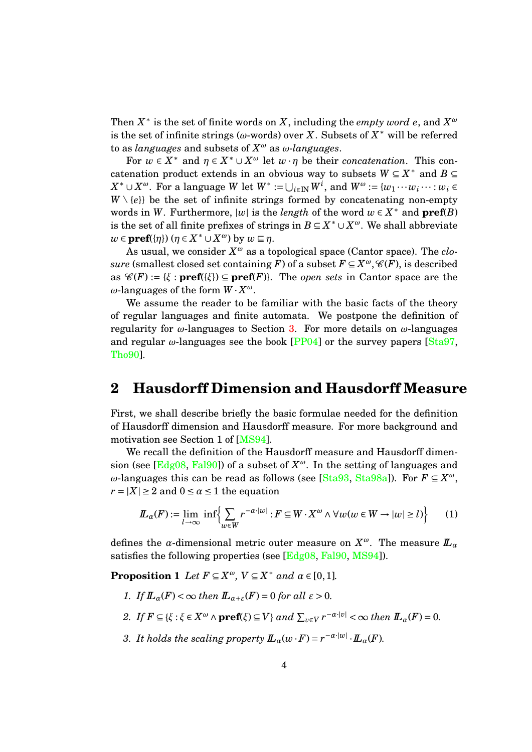Then $X^*$ is the set of finite words on $X$, including the *empty word* $e$, and $X^\omega$ is the set of infinite strings ($\omega$-words) over $X$. Subsets of $X^*$ will be referred to as *languages* and subsets of $X^\omega$ as *$\omega$-languages*.

For $w \in X^*$ and $\eta \in X^* \cup X^\omega$ let $w \cdot \eta$ be their *concatenation*. This concatenation product extends in an obvious way to subsets $W \subseteq X^*$ and $B \subseteq X^* \cup X^\omega$. For a language $W$ let $W^* := \bigcup_{i \in \mathbb{N}} W^i$, and $W^\omega := \{w_1 \cdots w_i \cdots : w_i \in W \setminus \{e\}\}$ be the set of infinite strings formed by concatenating non-empty words in $W$. Furthermore, $|w|$ is the *length* of the word $w \in X^*$ and $\mathbf{pref}(B)$ is the set of all finite prefixes of strings in $B \subseteq X^* \cup X^\omega$. We shall abbreviate $w \in \mathbf{pref}(\{\eta\})$ ($\eta \in X^* \cup X^\omega$) by $w \sqsubseteq \eta$.

As usual, we consider $X^\omega$ as a topological space (Cantor space). The *closure* (smallest closed set containing $F$) of a subset $F \subseteq X^\omega$, $\mathscr{C}(F)$, is described as $\mathscr{C}(F) := \{\xi : \mathbf{pref}(\{\xi\}) \subseteq \mathbf{pref}(F)\}$. The *open sets* in Cantor space are the $\omega$-languages of the form $W \cdot X^\omega$.

We assume the reader to be familiar with the basic facts of the theory of regular languages and finite automata. We postpone the definition of regularity for $\omega$-languages to Section 3. For more details on $\omega$-languages and regular $\omega$-languages see the book [PP04] or the survey papers [Sta97, Tho90].

## 2 Hausdorff Dimension and Hausdorff Measure

First, we shall describe briefly the basic formulae needed for the definition of Hausdorff dimension and Hausdorff measure. For more background and motivation see Section 1 of [MS94].

We recall the definition of the Hausdorff measure and Hausdorff dimension (see [Edg08, Fal90]) of a subset of $X^\omega$. In the setting of languages and $\omega$-languages this can be read as follows (see [Sta93, Sta98a]). For $F \subseteq X^\omega$, $r = |X| \geq 2$ and $0 \leq \alpha \leq 1$ the equation

$$\mathbb{L}_\alpha(F) := \lim_{l \to \infty} \inf \Big\{ \sum_{w \in W} r^{-\alpha \cdot |w|} : F \subseteq W \cdot X^\omega \wedge \forall w (w \in W \to |w| \geq l) \Big\} \qquad (1)$$

defines the $\alpha$-dimensional metric outer measure on $X^\omega$. The measure $\mathbb{L}_\alpha$ satisfies the following properties (see [Edg08, Fal90, MS94]).

**Proposition 1** *Let $F \subseteq X^\omega$, $V \subseteq X^*$ and $\alpha \in [0,1]$.*

1. *If $\mathbb{L}_\alpha(F) < \infty$ then $\mathbb{L}_{\alpha+\varepsilon}(F) = 0$ for all $\varepsilon > 0$.*
2. *If $F \subseteq \{\xi : \xi \in X^\omega \wedge \mathbf{pref}(\xi) \subseteq V\}$ and $\sum_{v \in V} r^{-\alpha \cdot |v|} < \infty$ then $\mathbb{L}_\alpha(F) = 0$.*
3. *It holds the scaling property $\mathbb{L}_\alpha(w \cdot F) = r^{-\alpha \cdot |w|} \cdot \mathbb{L}_\alpha(F)$.*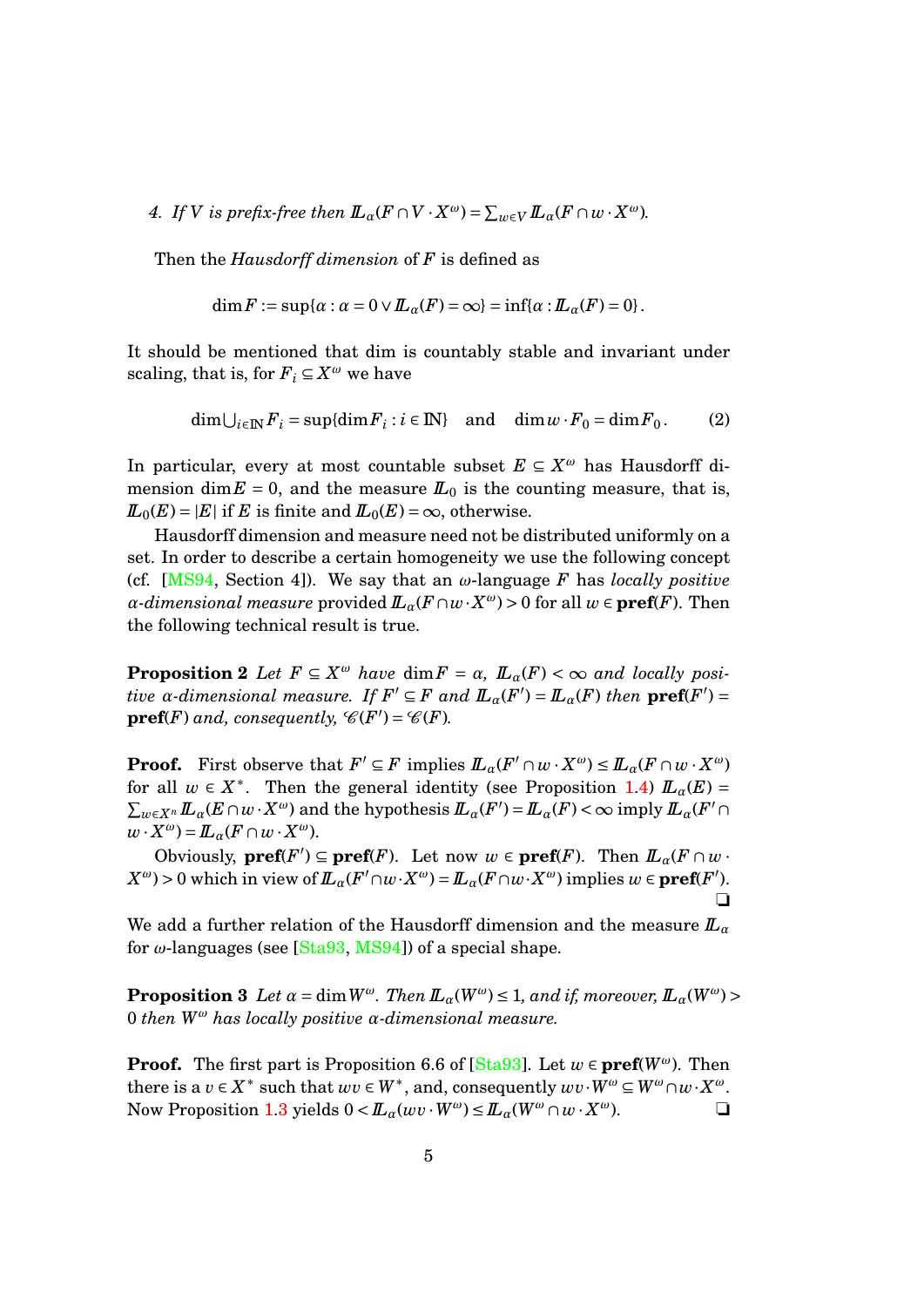4. *If $V$ is prefix-free then $I\!L_\alpha(F \cap V \cdot X^\omega) = \sum_{w \in V} I\!L_\alpha(F \cap w \cdot X^\omega)$.*

Then the *Hausdorff dimension* of $F$ is defined as

$$\dim F := \sup\{\alpha : \alpha = 0 \vee I\!L_\alpha(F) = \infty\} = \inf\{\alpha : I\!L_\alpha(F) = 0\}.$$

It should be mentioned that dim is countably stable and invariant under scaling, that is, for $F_i \subseteq X^\omega$ we have

$$\dim \bigcup_{i \in \mathbb{N}} F_i = \sup\{\dim F_i : i \in \mathbb{N}\} \quad \text{and} \quad \dim w \cdot F_0 = \dim F_0 . \qquad (2)$$

In particular, every at most countable subset $E \subseteq X^\omega$ has Hausdorff dimension $\dim E = 0$, and the measure $I\!L_0$ is the counting measure, that is, $I\!L_0(E) = |E|$ if $E$ is finite and $I\!L_0(E) = \infty$, otherwise.

Hausdorff dimension and measure need not be distributed uniformly on a set. In order to describe a certain homogeneity we use the following concept (cf. [MS94, Section 4]). We say that an $\omega$-language $F$ has *locally positive $\alpha$-dimensional measure* provided $I\!L_\alpha(F \cap w \cdot X^\omega) > 0$ for all $w \in \mathbf{pref}(F)$. Then the following technical result is true.

**Proposition 2** *Let $F \subseteq X^\omega$ have $\dim F = \alpha$, $I\!L_\alpha(F) < \infty$ and locally positive $\alpha$-dimensional measure. If $F' \subseteq F$ and $I\!L_\alpha(F') = I\!L_\alpha(F)$ then $\mathbf{pref}(F') = \mathbf{pref}(F)$ and, consequently, $\mathscr{C}(F') = \mathscr{C}(F)$.*

**Proof.** First observe that $F' \subseteq F$ implies $I\!L_\alpha(F' \cap w \cdot X^\omega) \le I\!L_\alpha(F \cap w \cdot X^\omega)$ for all $w \in X^*$. Then the general identity (see Proposition 1.4) $I\!L_\alpha(E) = \sum_{w \in X^n} I\!L_\alpha(E \cap w \cdot X^\omega)$ and the hypothesis $I\!L_\alpha(F') = I\!L_\alpha(F) < \infty$ imply $I\!L_\alpha(F' \cap w \cdot X^\omega) = I\!L_\alpha(F \cap w \cdot X^\omega)$.

Obviously, $\mathbf{pref}(F') \subseteq \mathbf{pref}(F)$. Let now $w \in \mathbf{pref}(F)$. Then $I\!L_\alpha(F \cap w \cdot X^\omega) > 0$ which in view of $I\!L_\alpha(F' \cap w \cdot X^\omega) = I\!L_\alpha(F \cap w \cdot X^\omega)$ implies $w \in \mathbf{pref}(F')$. ❑

We add a further relation of the Hausdorff dimension and the measure $I\!L_\alpha$ for $\omega$-languages (see [Sta93, MS94]) of a special shape.

**Proposition 3** *Let $\alpha = \dim W^\omega$. Then $I\!L_\alpha(W^\omega) \le 1$, and if, moreover, $I\!L_\alpha(W^\omega) > 0$ then $W^\omega$ has locally positive $\alpha$-dimensional measure.*

**Proof.** The first part is Proposition 6.6 of [Sta93]. Let $w \in \mathbf{pref}(W^\omega)$. Then there is a $v \in X^*$ such that $wv \in W^*$, and, consequently $wv \cdot W^\omega \subseteq W^\omega \cap w \cdot X^\omega$. Now Proposition 1.3 yields $0 < I\!L_\alpha(wv \cdot W^\omega) \le I\!L_\alpha(W^\omega \cap w \cdot X^\omega)$. ❑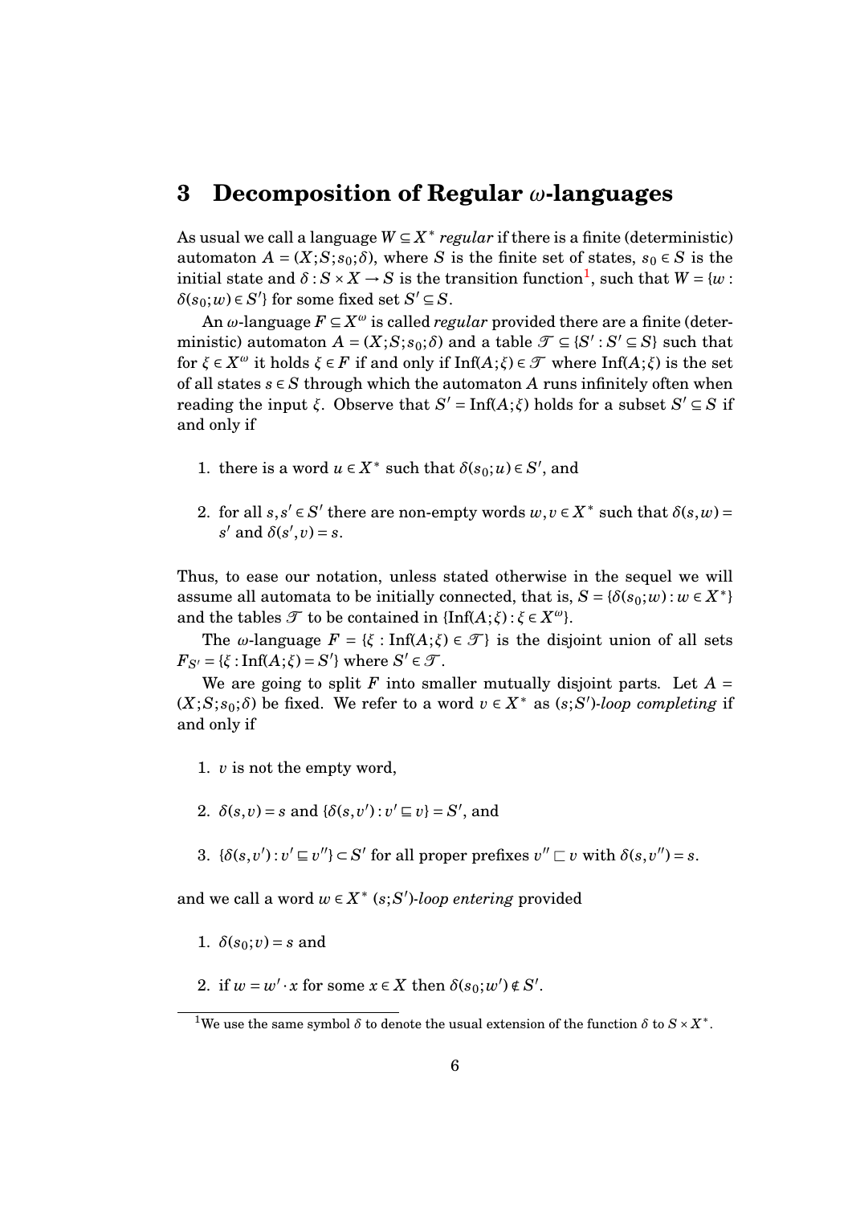# 3 Decomposition of Regular $\omega$-languages

As usual we call a language $W \subseteq X^*$ *regular* if there is a finite (deterministic) automaton $A = (X;S;s_0;\delta)$, where $S$ is the finite set of states, $s_0 \in S$ is the initial state and $\delta : S \times X \to S$ is the transition function[1], such that $W = \{w : \delta(s_0;w) \in S'\}$ for some fixed set $S' \subseteq S$.

An $\omega$-language $F \subseteq X^\omega$ is called *regular* provided there are a finite (deterministic) automaton $A = (X;S;s_0;\delta)$ and a table $\mathcal{T} \subseteq \{S' : S' \subseteq S\}$ such that for $\xi \in X^\omega$ it holds $\xi \in F$ if and only if $\mathrm{Inf}(A;\xi) \in \mathcal{T}$ where $\mathrm{Inf}(A;\xi)$ is the set of all states $s \in S$ through which the automaton $A$ runs infinitely often when reading the input $\xi$. Observe that $S' = \mathrm{Inf}(A;\xi)$ holds for a subset $S' \subseteq S$ if and only if

1. there is a word $u \in X^*$ such that $\delta(s_0;u) \in S'$, and
2. for all $s, s' \in S'$ there are non-empty words $w, v \in X^*$ such that $\delta(s,w) = s'$ and $\delta(s',v) = s$.

Thus, to ease our notation, unless stated otherwise in the sequel we will assume all automata to be initially connected, that is, $S = \{\delta(s_0;w) : w \in X^*\}$ and the tables $\mathcal{T}$ to be contained in $\{\mathrm{Inf}(A;\xi) : \xi \in X^\omega\}$.

The $\omega$-language $F = \{\xi : \mathrm{Inf}(A;\xi) \in \mathcal{T}\}$ is the disjoint union of all sets $F_{S'} = \{\xi : \mathrm{Inf}(A;\xi) = S'\}$ where $S' \in \mathcal{T}$.

We are going to split $F$ into smaller mutually disjoint parts. Let $A = (X;S;s_0;\delta)$ be fixed. We refer to a word $v \in X^*$ as $(s;S')$-*loop completing* if and only if

1. $v$ is not the empty word,
2. $\delta(s,v) = s$ and $\{\delta(s,v') : v' \sqsubseteq v\} = S'$, and
3. $\{\delta(s,v') : v' \sqsubseteq v''\} \subset S'$ for all proper prefixes $v'' \sqsubset v$ with $\delta(s,v'') = s$.

and we call a word $w \in X^*$ $(s;S')$-*loop entering* provided

1. $\delta(s_0;v) = s$ and
2. if $w = w' \cdot x$ for some $x \in X$ then $\delta(s_0;w') \notin S'$.

[1] We use the same symbol $\delta$ to denote the usual extension of the function $\delta$ to $S \times X^*$.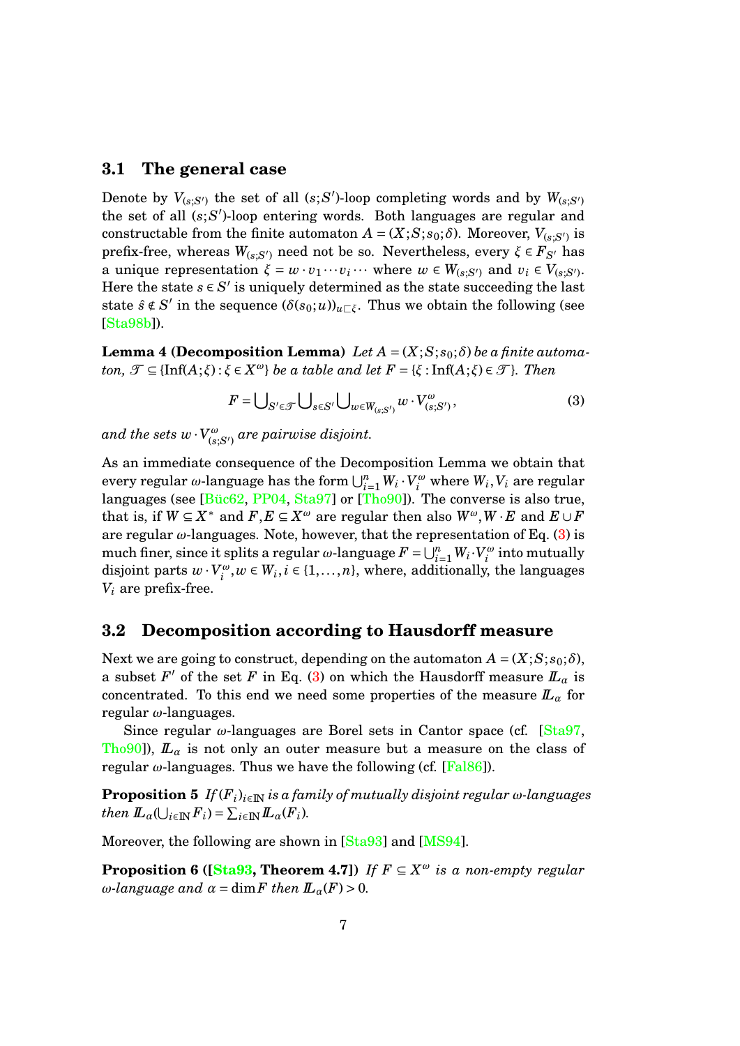### 3.1 The general case

Denote by $V_{(s;S')}$ the set of all $(s;S')$-loop completing words and by $W_{(s;S')}$ the set of all $(s;S')$-loop entering words. Both languages are regular and constructable from the finite automaton $A = (X;S;s_0;\delta)$. Moreover, $V_{(s;S')}$ is prefix-free, whereas $W_{(s;S')}$ need not be so. Nevertheless, every $\xi \in F_{S'}$ has a unique representation $\xi = w \cdot v_1 \cdots v_i \cdots$ where $w \in W_{(s;S')}$ and $v_i \in V_{(s;S')}$. Here the state $s \in S'$ is uniquely determined as the state succeeding the last state $\hat{s} \notin S'$ in the sequence $(\delta(s_0;u))_{u \sqsubset \xi}$. Thus we obtain the following (see [Sta98b]).

**Lemma 4 (Decomposition Lemma)** *Let $A = (X;S;s_0;\delta)$ be a finite automaton, $\mathcal{T} \subseteq \{\mathrm{Inf}(A;\xi) : \xi \in X^\omega\}$ be a table and let $F = \{\xi : \mathrm{Inf}(A;\xi) \in \mathcal{T}\}$. Then*

$$F = \bigcup_{S' \in \mathcal{T}} \bigcup_{s \in S'} \bigcup_{w \in W_{(s;S')}} w \cdot V_{(s;S')}^\omega, \tag{3}$$

*and the sets $w \cdot V_{(s;S')}^\omega$ are pairwise disjoint.*

As an immediate consequence of the Decomposition Lemma we obtain that every regular $\omega$-language has the form $\bigcup_{i=1}^n W_i \cdot V_i^\omega$ where $W_i, V_i$ are regular languages (see [Büc62, PP04, Sta97] or [Tho90]). The converse is also true, that is, if $W \subseteq X^*$ and $F, E \subseteq X^\omega$ are regular then also $W^\omega, W \cdot E$ and $E \cup F$ are regular $\omega$-languages. Note, however, that the representation of Eq. (3) is much finer, since it splits a regular $\omega$-language $F = \bigcup_{i=1}^n W_i \cdot V_i^\omega$ into mutually disjoint parts $w \cdot V_i^\omega, w \in W_i, i \in \{1, \ldots, n\}$, where, additionally, the languages $V_i$ are prefix-free.

### 3.2 Decomposition according to Hausdorff measure

Next we are going to construct, depending on the automaton $A = (X;S;s_0;\delta)$, a subset $F'$ of the set $F$ in Eq. (3) on which the Hausdorff measure $\mathbb{L}_\alpha$ is concentrated. To this end we need some properties of the measure $\mathbb{L}_\alpha$ for regular $\omega$-languages.

Since regular $\omega$-languages are Borel sets in Cantor space (cf. [Sta97, Tho90]), $\mathbb{L}_\alpha$ is not only an outer measure but a measure on the class of regular $\omega$-languages. Thus we have the following (cf. [Fal86]).

**Proposition 5** *If $(F_i)_{i \in \mathbb{N}}$ is a family of mutually disjoint regular $\omega$-languages then $\mathbb{L}_\alpha(\bigcup_{i \in \mathbb{N}} F_i) = \sum_{i \in \mathbb{N}} \mathbb{L}_\alpha(F_i)$.*

Moreover, the following are shown in [Sta93] and [MS94].

**Proposition 6 ([Sta93, Theorem 4.7])** *If $F \subseteq X^\omega$ is a non-empty regular $\omega$-language and $\alpha = \dim F$ then $\mathbb{L}_\alpha(F) > 0$.*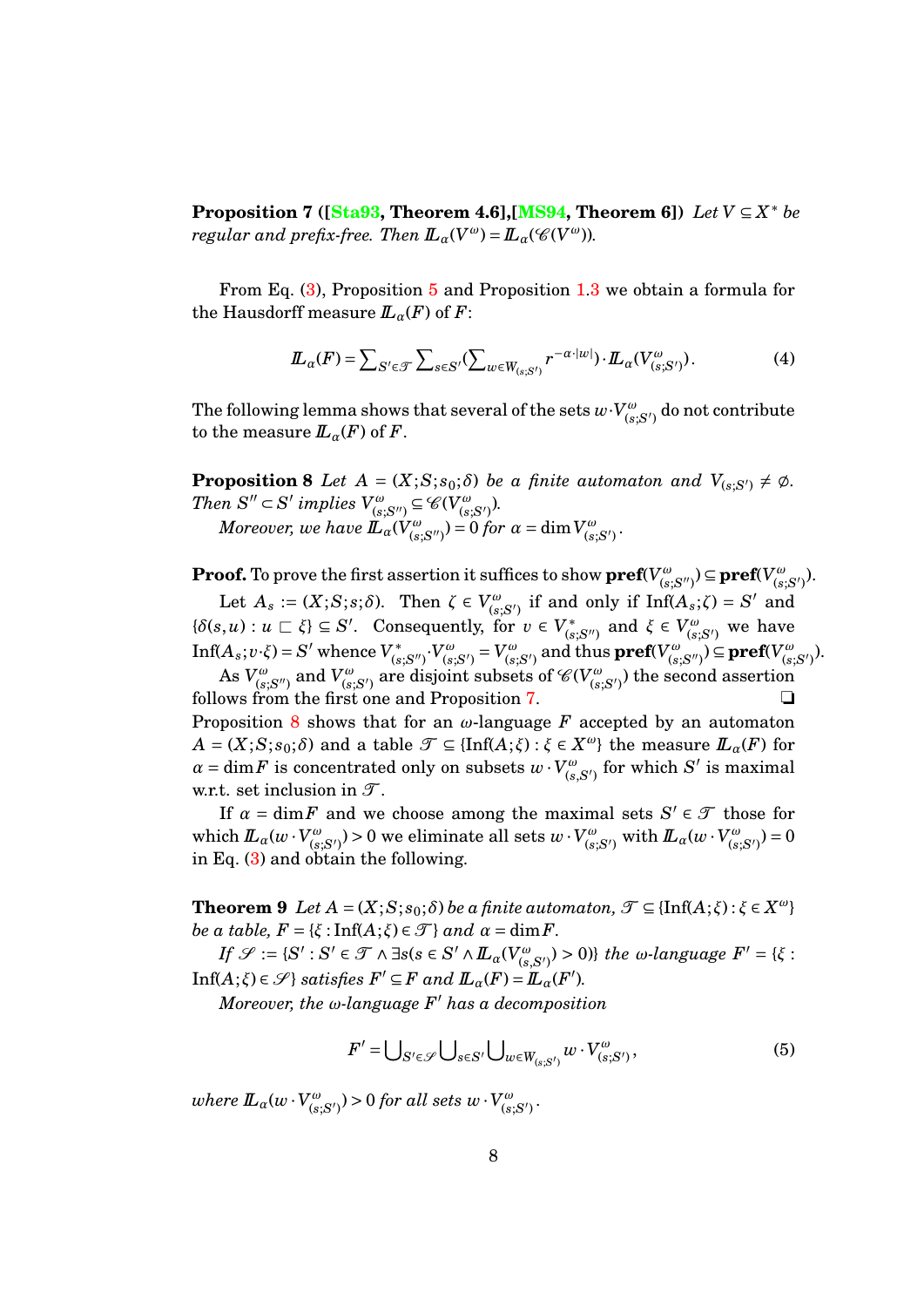**Proposition 7 ([Sta93, Theorem 4.6],[MS94, Theorem 6])** *Let $V \subseteq X^*$ be regular and prefix-free. Then $I\!L_\alpha(V^\omega) = I\!L_\alpha(\mathscr{C}(V^\omega))$.*

From Eq. (3), Proposition 5 and Proposition 1.3 we obtain a formula for the Hausdorff measure $I\!L_\alpha(F)$ of $F$:

$$I\!L_\alpha(F) = \sum_{S' \in \mathscr{T}} \sum_{s \in S'} \left(\sum_{w \in W_{(s;S')}} r^{-\alpha \cdot |w|}\right) \cdot I\!L_\alpha(V^\omega_{(s;S')}) \,. \tag{4}$$

The following lemma shows that several of the sets $w \cdot V^\omega_{(s;S')}$ do not contribute to the measure $I\!L_\alpha(F)$ of $F$.

**Proposition 8** *Let $A = (X;S;s_0;\delta)$ be a finite automaton and $V_{(s;S')} \neq \emptyset$. Then $S'' \subset S'$ implies $V^\omega_{(s;S'')} \subseteq \mathscr{C}(V^\omega_{(s;S')})$.*

*Moreover, we have $I\!L_\alpha(V^\omega_{(s;S'')}) = 0$ for $\alpha = \dim V^\omega_{(s;S')}$.*

**Proof.** To prove the first assertion it suffices to show $\mathbf{pref}(V^\omega_{(s;S'')}) \subseteq \mathbf{pref}(V^\omega_{(s;S')})$.

Let $A_s := (X;S;s;\delta)$. Then $\zeta \in V^\omega_{(s;S')}$ if and only if $\mathrm{Inf}(A_s;\zeta) = S'$ and $\{\delta(s,u) : u \sqsubset \xi\} \subseteq S'$. Consequently, for $v \in V^*_{(s;S'')}$ and $\xi \in V^\omega_{(s;S')}$ we have $\mathrm{Inf}(A_s; v \cdot \xi) = S'$ whence $V^*_{(s;S'')} \cdot V^\omega_{(s;S')} = V^\omega_{(s;S')}$ and thus $\mathbf{pref}(V^\omega_{(s;S'')}) \subseteq \mathbf{pref}(V^\omega_{(s;S')})$.

As $V^\omega_{(s;S'')}$ and $V^\omega_{(s;S')}$ are disjoint subsets of $\mathscr{C}(V^\omega_{(s;S')})$ the second assertion follows from the first one and Proposition 7. ❑

Proposition 8 shows that for an $\omega$-language $F$ accepted by an automaton $A = (X;S;s_0;\delta)$ and a table $\mathscr{T} \subseteq \{\mathrm{Inf}(A;\xi) : \xi \in X^\omega\}$ the measure $I\!L_\alpha(F)$ for $\alpha = \dim F$ is concentrated only on subsets $w \cdot V^\omega_{(s,S')}$ for which $S'$ is maximal w.r.t. set inclusion in $\mathscr{T}$.

If $\alpha = \dim F$ and we choose among the maximal sets $S' \in \mathscr{T}$ those for which $I\!L_\alpha(w \cdot V^\omega_{(s;S')}) > 0$ we eliminate all sets $w \cdot V^\omega_{(s;S')}$ with $I\!L_\alpha(w \cdot V^\omega_{(s;S')}) = 0$ in Eq. (3) and obtain the following.

**Theorem 9** *Let $A = (X;S;s_0;\delta)$ be a finite automaton, $\mathscr{T} \subseteq \{\mathrm{Inf}(A;\xi) : \xi \in X^\omega\}$ be a table, $F = \{\xi : \mathrm{Inf}(A;\xi) \in \mathscr{T}\}$ and $\alpha = \dim F$.*

*If $\mathscr{S} := \{S' : S' \in \mathscr{T} \wedge \exists s(s \in S' \wedge I\!L_\alpha(V^\omega_{(s,S')}) > 0)\}$ the $\omega$-language $F' = \{\xi : \mathrm{Inf}(A;\xi) \in \mathscr{S}\}$ satisfies $F' \subseteq F$ and $I\!L_\alpha(F) = I\!L_\alpha(F')$.*

*Moreover, the $\omega$-language $F'$ has a decomposition*

$$F' = \bigcup_{S' \in \mathscr{S}} \bigcup_{s \in S'} \bigcup_{w \in W_{(s;S')}} w \cdot V^\omega_{(s;S')} \,, \tag{5}$$

*where $I\!L_\alpha(w \cdot V^\omega_{(s;S')}) > 0$ for all sets $w \cdot V^\omega_{(s;S')}$.*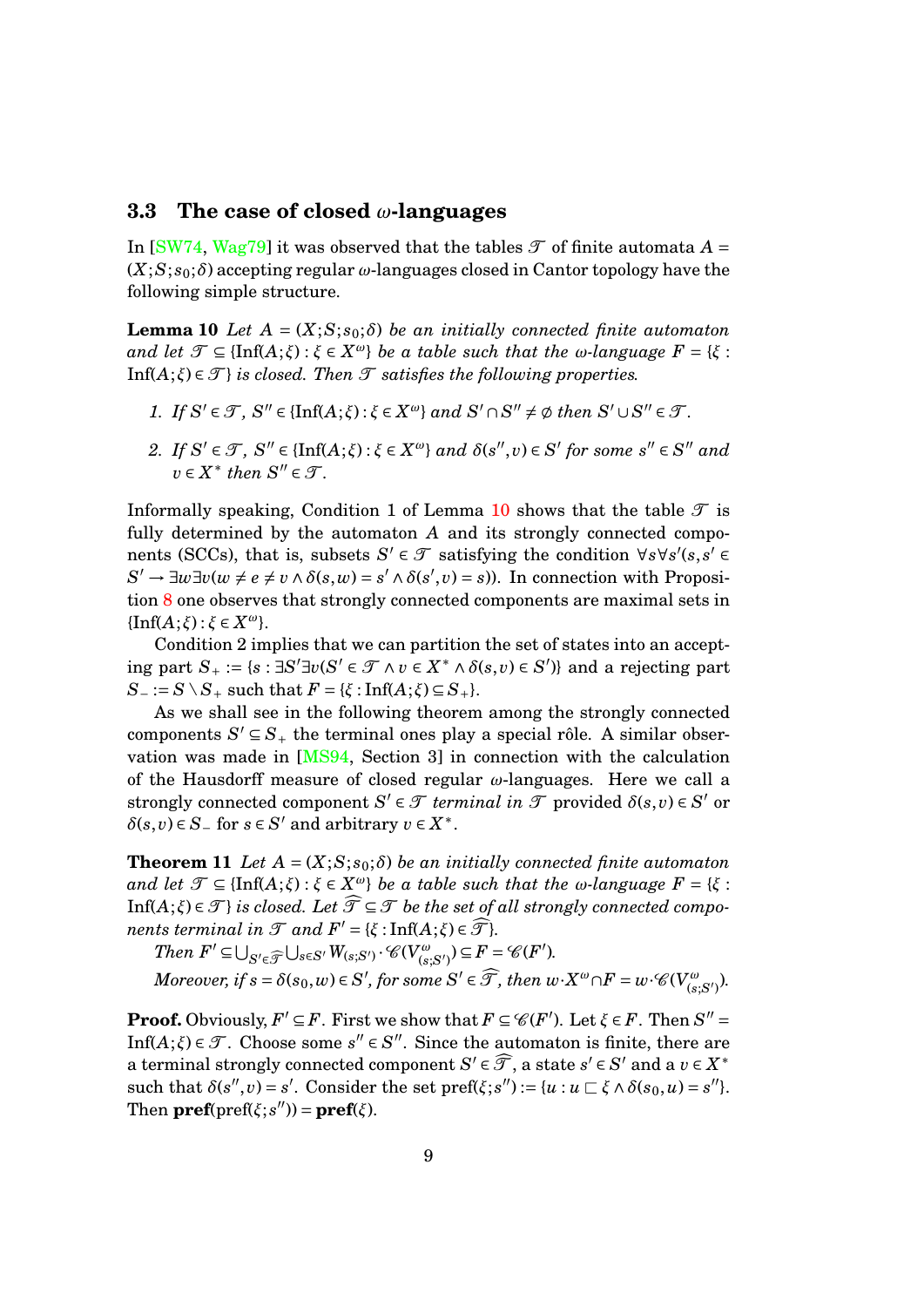### 3.3 The case of closed $\omega$-languages

In [SW74, Wag79] it was observed that the tables $\mathcal{T}$ of finite automata $A = (X;S;s_0;\delta)$ accepting regular $\omega$-languages closed in Cantor topology have the following simple structure.

**Lemma 10** *Let $A = (X;S;s_0;\delta)$ be an initially connected finite automaton and let $\mathcal{T} \subseteq \{\mathrm{Inf}(A;\xi) : \xi \in X^\omega\}$ be a table such that the $\omega$-language $F = \{\xi : \mathrm{Inf}(A;\xi) \in \mathcal{T}\}$ is closed. Then $\mathcal{T}$ satisfies the following properties.*

1. *If $S' \in \mathcal{T}$, $S'' \in \{\mathrm{Inf}(A;\xi) : \xi \in X^\omega\}$ and $S' \cap S'' \neq \emptyset$ then $S' \cup S'' \in \mathcal{T}$.*
2. *If $S' \in \mathcal{T}$, $S'' \in \{\mathrm{Inf}(A;\xi) : \xi \in X^\omega\}$ and $\delta(s'',v) \in S'$ for some $s'' \in S''$ and $v \in X^*$ then $S'' \in \mathcal{T}$.*

Informally speaking, Condition 1 of Lemma 10 shows that the table $\mathcal{T}$ is fully determined by the automaton $A$ and its strongly connected components (SCCs), that is, subsets $S' \in \mathcal{T}$ satisfying the condition $\forall s \forall s'(s,s' \in S' \to \exists w \exists v(w \neq e \neq v \wedge \delta(s,w) = s' \wedge \delta(s',v) = s))$. In connection with Proposition 8 one observes that strongly connected components are maximal sets in $\{\mathrm{Inf}(A;\xi) : \xi \in X^\omega\}$.

Condition 2 implies that we can partition the set of states into an accepting part $S_+ := \{s : \exists S' \exists v(S' \in \mathcal{T} \wedge v \in X^* \wedge \delta(s,v) \in S')\}$ and a rejecting part $S_- := S \setminus S_+$ such that $F = \{\xi : \mathrm{Inf}(A;\xi) \subseteq S_+\}$.

As we shall see in the following theorem among the strongly connected components $S' \subseteq S_+$ the terminal ones play a special rôle. A similar observation was made in [MS94, Section 3] in connection with the calculation of the Hausdorff measure of closed regular $\omega$-languages. Here we call a strongly connected component $S' \in \mathcal{T}$ *terminal in $\mathcal{T}$* provided $\delta(s,v) \in S'$ or $\delta(s,v) \in S_-$ for $s \in S'$ and arbitrary $v \in X^*$.

**Theorem 11** *Let $A = (X;S;s_0;\delta)$ be an initially connected finite automaton and let $\mathcal{T} \subseteq \{\mathrm{Inf}(A;\xi) : \xi \in X^\omega\}$ be a table such that the $\omega$-language $F = \{\xi : \mathrm{Inf}(A;\xi) \in \mathcal{T}\}$ is closed. Let $\widehat{\mathcal{T}} \subseteq \mathcal{T}$ be the set of all strongly connected components terminal in $\mathcal{T}$ and $F' = \{\xi : \mathrm{Inf}(A;\xi) \in \widehat{\mathcal{T}}\}$.*

*Then $F' \subseteq \bigcup_{S' \in \widehat{\mathcal{T}}} \bigcup_{s \in S'} W_{(s;S')} \cdot \mathcal{C}(V^\omega_{(s;S')}) \subseteq F = \mathcal{C}(F')$.*

*Moreover, if $s = \delta(s_0,w) \in S'$, for some $S' \in \widehat{\mathcal{T}}$, then $w \cdot X^\omega \cap F = w \cdot \mathcal{C}(V^\omega_{(s;S')})$.*

**Proof.** Obviously, $F' \subseteq F$. First we show that $F \subseteq \mathcal{C}(F')$. Let $\xi \in F$. Then $S'' = \mathrm{Inf}(A;\xi) \in \mathcal{T}$. Choose some $s'' \in S''$. Since the automaton is finite, there are a terminal strongly connected component $S' \in \widehat{\mathcal{T}}$, a state $s' \in S'$ and a $v \in X^*$ such that $\delta(s'',v) = s'$. Consider the set $\mathrm{pref}(\xi;s'') := \{u : u \sqsubset \xi \wedge \delta(s_0,u) = s''\}$. Then $\mathbf{pref}(\mathrm{pref}(\xi;s'')) = \mathbf{pref}(\xi)$.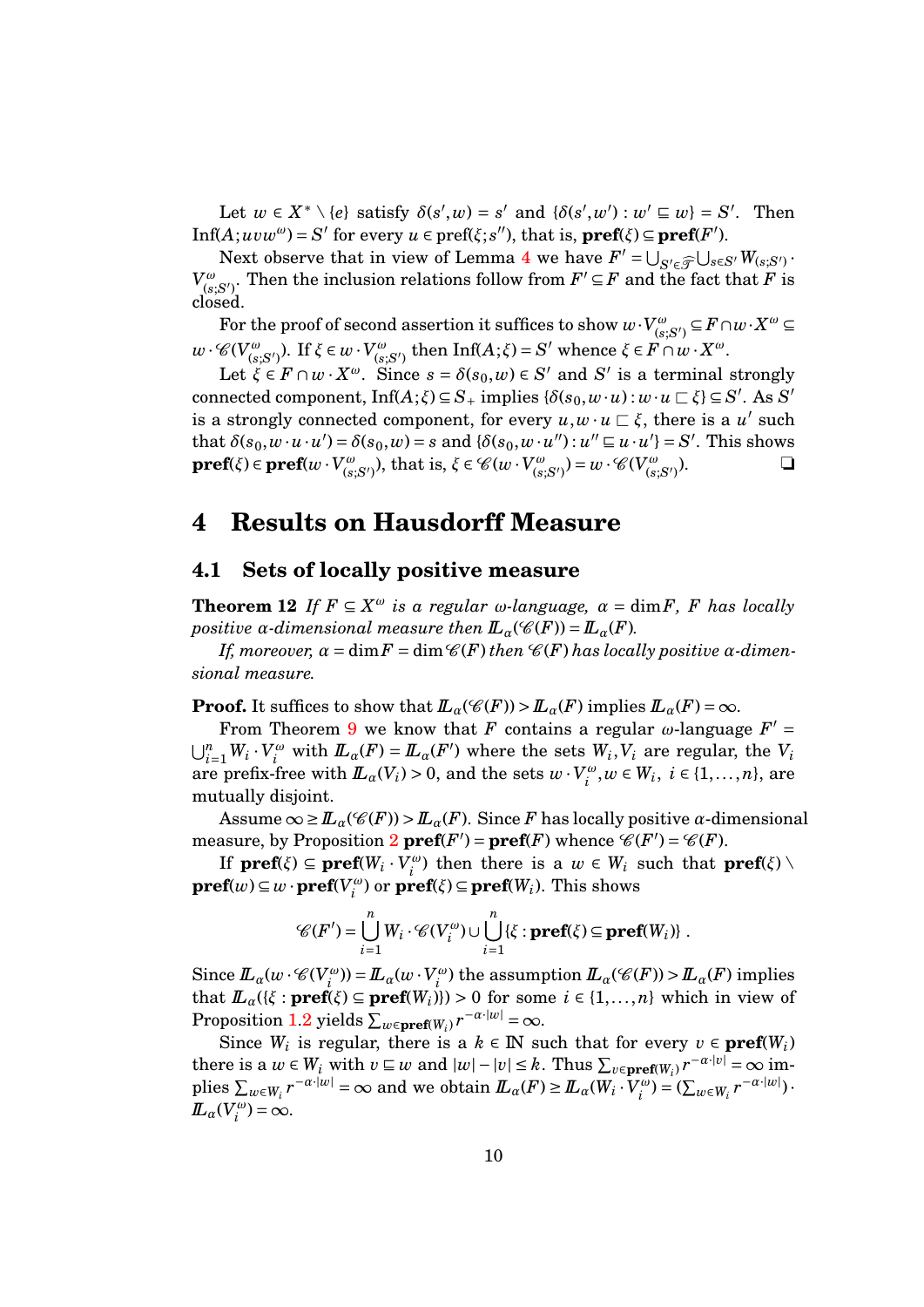Let $w \in X^* \setminus \{e\}$ satisfy $\delta(s', w) = s'$ and $\{\delta(s', w') : w' \sqsubseteq w\} = S'$. Then $\mathrm{Inf}(A; uvw^\omega) = S'$ for every $u \in \mathrm{pref}(\xi; s'')$, that is, $\mathbf{pref}(\xi) \subseteq \mathbf{pref}(F')$.

Next observe that in view of Lemma 4 we have $F' = \bigcup_{S' \in \widehat{\mathcal{F}}} \bigcup_{s \in S'} W_{(s;S')} \cdot V^\omega_{(s;S')}$. Then the inclusion relations follow from $F' \subseteq F$ and the fact that $F$ is closed.

For the proof of second assertion it suffices to show $w \cdot V^\omega_{(s;S')} \subseteq F \cap w \cdot X^\omega \subseteq w \cdot \mathscr{C}(V^\omega_{(s;S')})$. If $\xi \in w \cdot V^\omega_{(s;S')}$ then $\mathrm{Inf}(A;\xi) = S'$ whence $\xi \in F \cap w \cdot X^\omega$.

Let $\xi \in F \cap w \cdot X^\omega$. Since $s = \delta(s_0, w) \in S'$ and $S'$ is a terminal strongly connected component, $\mathrm{Inf}(A;\xi) \subseteq S_+$ implies $\{\delta(s_0, w \cdot u) : w \cdot u \sqsubset \xi\} \subseteq S'$. As $S'$ is a strongly connected component, for every $u, w \cdot u \sqsubset \xi$, there is a $u'$ such that $\delta(s_0, w \cdot u \cdot u') = \delta(s_0, w) = s$ and $\{\delta(s_0, w \cdot u'') : u'' \sqsubseteq u \cdot u'\} = S'$. This shows $\mathbf{pref}(\xi) \in \mathbf{pref}(w \cdot V^\omega_{(s;S')})$, that is, $\xi \in \mathscr{C}(w \cdot V^\omega_{(s;S')}) = w \cdot \mathscr{C}(V^\omega_{(s;S')})$. ❑

# 4 Results on Hausdorff Measure

## 4.1 Sets of locally positive measure

**Theorem 12** *If $F \subseteq X^\omega$ is a regular $\omega$-language, $\alpha = \dim F$, $F$ has locally positive $\alpha$-dimensional measure then $\mathbb{L}_\alpha(\mathscr{C}(F)) = \mathbb{L}_\alpha(F)$.*

*If, moreover, $\alpha = \dim F = \dim \mathscr{C}(F)$ then $\mathscr{C}(F)$ has locally positive $\alpha$-dimensional measure.*

**Proof.** It suffices to show that $\mathbb{L}_\alpha(\mathscr{C}(F)) > \mathbb{L}_\alpha(F)$ implies $\mathbb{L}_\alpha(F) = \infty$.

From Theorem 9 we know that $F$ contains a regular $\omega$-language $F' = \bigcup_{i=1}^n W_i \cdot V_i^\omega$ with $\mathbb{L}_\alpha(F) = \mathbb{L}_\alpha(F')$ where the sets $W_i, V_i$ are regular, the $V_i$ are prefix-free with $\mathbb{L}_\alpha(V_i) > 0$, and the sets $w \cdot V_i^\omega, w \in W_i$, $i \in \{1, \ldots, n\}$, are mutually disjoint.

Assume $\infty \geq \mathbb{L}_\alpha(\mathscr{C}(F)) > \mathbb{L}_\alpha(F)$. Since $F$ has locally positive $\alpha$-dimensional measure, by Proposition 2 $\mathbf{pref}(F') = \mathbf{pref}(F)$ whence $\mathscr{C}(F') = \mathscr{C}(F)$.

If $\mathbf{pref}(\xi) \subseteq \mathbf{pref}(W_i \cdot V_i^\omega)$ then there is a $w \in W_i$ such that $\mathbf{pref}(\xi) \setminus \mathbf{pref}(w) \subseteq w \cdot \mathbf{pref}(V_i^\omega)$ or $\mathbf{pref}(\xi) \subseteq \mathbf{pref}(W_i)$. This shows

$$\mathscr{C}(F') = \bigcup_{i=1}^n W_i \cdot \mathscr{C}(V_i^\omega) \cup \bigcup_{i=1}^n \{\xi : \mathbf{pref}(\xi) \subseteq \mathbf{pref}(W_i)\} .$$

Since $\mathbb{L}_\alpha(w \cdot \mathscr{C}(V_i^\omega)) = \mathbb{L}_\alpha(w \cdot V_i^\omega)$ the assumption $\mathbb{L}_\alpha(\mathscr{C}(F)) > \mathbb{L}_\alpha(F)$ implies that $\mathbb{L}_\alpha(\{\xi : \mathbf{pref}(\xi) \subseteq \mathbf{pref}(W_i)\}) > 0$ for some $i \in \{1, \ldots, n\}$ which in view of Proposition 1.2 yields $\sum_{w \in \mathbf{pref}(W_i)} r^{-\alpha \cdot |w|} = \infty$.

Since $W_i$ is regular, there is a $k \in \mathbb{N}$ such that for every $v \in \mathbf{pref}(W_i)$ there is a $w \in W_i$ with $v \sqsubseteq w$ and $|w| - |v| \leq k$. Thus $\sum_{v \in \mathbf{pref}(W_i)} r^{-\alpha \cdot |v|} = \infty$ implies $\sum_{w \in W_i} r^{-\alpha \cdot |w|} = \infty$ and we obtain $\mathbb{L}_\alpha(F) \geq \mathbb{L}_\alpha(W_i \cdot V_i^\omega) = (\sum_{w \in W_i} r^{-\alpha \cdot |w|}) \cdot \mathbb{L}_\alpha(V_i^\omega) = \infty$.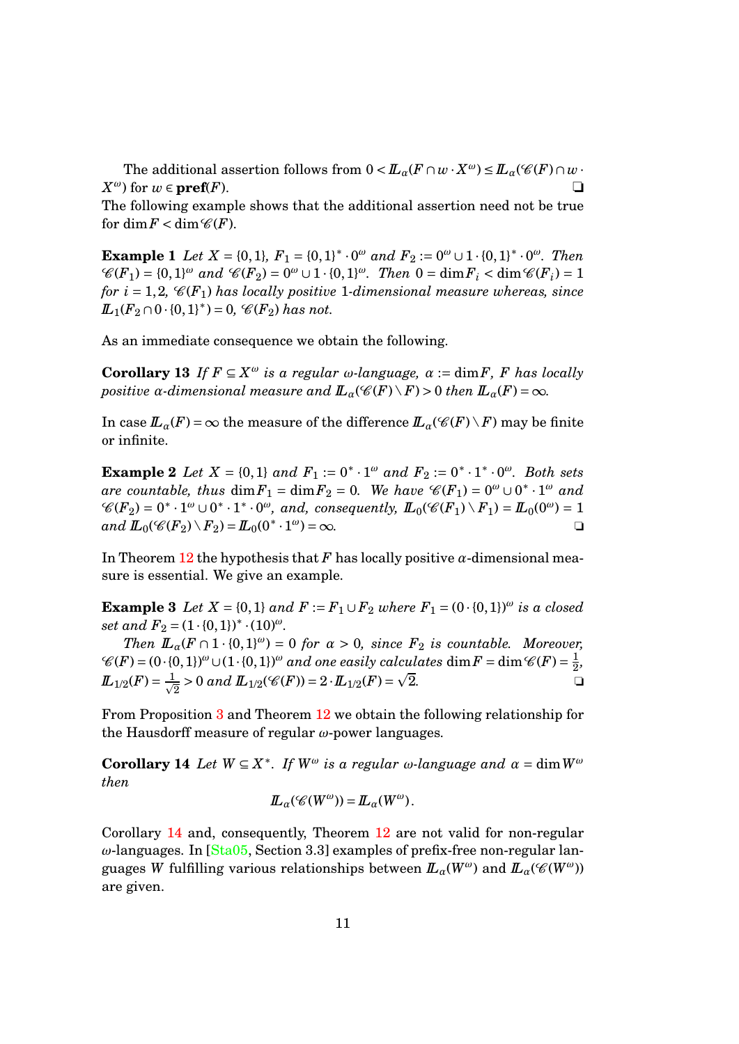The additional assertion follows from $0 < \mathbb{L}_\alpha(F \cap w \cdot X^\omega) \leq \mathbb{L}_\alpha(\mathscr{C}(F) \cap w \cdot X^\omega)$ for $w \in \mathbf{pref}(F)$. ❑

The following example shows that the additional assertion need not be true for $\dim F < \dim \mathscr{C}(F)$.

**Example 1** *Let $X = \{0,1\}$, $F_1 = \{0,1\}^* \cdot 0^\omega$ and $F_2 := 0^\omega \cup 1 \cdot \{0,1\}^* \cdot 0^\omega$. Then $\mathscr{C}(F_1) = \{0,1\}^\omega$ and $\mathscr{C}(F_2) = 0^\omega \cup 1 \cdot \{0,1\}^\omega$. Then $0 = \dim F_i < \dim \mathscr{C}(F_i) = 1$ for $i = 1,2$, $\mathscr{C}(F_1)$ has locally positive 1-dimensional measure whereas, since $\mathbb{L}_1(F_2 \cap 0 \cdot \{0,1\}^*) = 0$, $\mathscr{C}(F_2)$ has not.*

As an immediate consequence we obtain the following.

**Corollary 13** *If $F \subseteq X^\omega$ is a regular $\omega$-language, $\alpha := \dim F$, $F$ has locally positive $\alpha$-dimensional measure and $\mathbb{L}_\alpha(\mathscr{C}(F) \setminus F) > 0$ then $\mathbb{L}_\alpha(F) = \infty$.*

In case $\mathbb{L}_\alpha(F) = \infty$ the measure of the difference $\mathbb{L}_\alpha(\mathscr{C}(F) \setminus F)$ may be finite or infinite.

**Example 2** *Let $X = \{0,1\}$ and $F_1 := 0^* \cdot 1^\omega$ and $F_2 := 0^* \cdot 1^* \cdot 0^\omega$. Both sets are countable, thus $\dim F_1 = \dim F_2 = 0$. We have $\mathscr{C}(F_1) = 0^\omega \cup 0^* \cdot 1^\omega$ and $\mathscr{C}(F_2) = 0^* \cdot 1^\omega \cup 0^* \cdot 1^* \cdot 0^\omega$, and, consequently, $\mathbb{L}_0(\mathscr{C}(F_1) \setminus F_1) = \mathbb{L}_0(0^\omega) = 1$ and $\mathbb{L}_0(\mathscr{C}(F_2) \setminus F_2) = \mathbb{L}_0(0^* \cdot 1^\omega) = \infty$.* ❑

In Theorem 12 the hypothesis that $F$ has locally positive $\alpha$-dimensional measure is essential. We give an example.

**Example 3** *Let $X = \{0,1\}$ and $F := F_1 \cup F_2$ where $F_1 = (0 \cdot \{0,1\})^\omega$ is a closed set and $F_2 = (1 \cdot \{0,1\})^* \cdot (10)^\omega$.*

*Then $\mathbb{L}_\alpha(F \cap 1 \cdot \{0,1\}^\omega) = 0$ for $\alpha > 0$, since $F_2$ is countable. Moreover, $\mathscr{C}(F) = (0 \cdot \{0,1\})^\omega \cup (1 \cdot \{0,1\})^\omega$ and one easily calculates $\dim F = \dim \mathscr{C}(F) = \frac{1}{2}$, $\mathbb{L}_{1/2}(F) = \frac{1}{\sqrt{2}} > 0$ and $\mathbb{L}_{1/2}(\mathscr{C}(F)) = 2 \cdot \mathbb{L}_{1/2}(F) = \sqrt{2}$.* ❑

From Proposition 3 and Theorem 12 we obtain the following relationship for the Hausdorff measure of regular $\omega$-power languages.

**Corollary 14** *Let $W \subseteq X^*$. If $W^\omega$ is a regular $\omega$-language and $\alpha = \dim W^\omega$ then*

$$\mathbb{L}_\alpha(\mathscr{C}(W^\omega)) = \mathbb{L}_\alpha(W^\omega).$$

Corollary 14 and, consequently, Theorem 12 are not valid for non-regular $\omega$-languages. In [Sta05, Section 3.3] examples of prefix-free non-regular languages $W$ fulfilling various relationships between $\mathbb{L}_\alpha(W^\omega)$ and $\mathbb{L}_\alpha(\mathscr{C}(W^\omega))$ are given.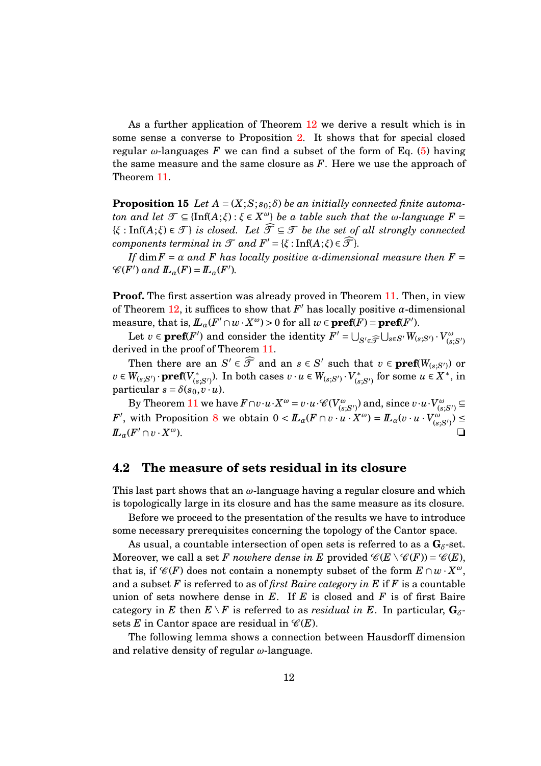As a further application of Theorem 12 we derive a result which is in some sense a converse to Proposition 2. It shows that for special closed regular $\omega$-languages $F$ we can find a subset of the form of Eq. (5) having the same measure and the same closure as $F$. Here we use the approach of Theorem 11.

**Proposition 15** *Let $A = (X; S; s_0; \delta)$ be an initially connected finite automaton and let $\mathscr{T} \subseteq \{\mathrm{Inf}(A;\xi) : \xi \in X^\omega\}$ be a table such that the $\omega$-language $F = \{\xi : \mathrm{Inf}(A;\xi) \in \mathscr{T}\}$ is closed. Let $\widehat{\mathscr{T}} \subseteq \mathscr{T}$ be the set of all strongly connected components terminal in $\mathscr{T}$ and $F' = \{\xi : \mathrm{Inf}(A;\xi) \in \widehat{\mathscr{T}}\}$.*

*If $\dim F = \alpha$ and $F$ has locally positive $\alpha$-dimensional measure then $F = \mathscr{C}(F')$ and $\mathbb{L}_\alpha(F) = \mathbb{L}_\alpha(F')$.*

**Proof.** The first assertion was already proved in Theorem 11. Then, in view of Theorem 12, it suffices to show that $F'$ has locally positive $\alpha$-dimensional measure, that is, $\mathbb{L}_\alpha(F' \cap w \cdot X^\omega) > 0$ for all $w \in \mathbf{pref}(F) = \mathbf{pref}(F')$.

Let $v \in \mathbf{pref}(F')$ and consider the identity $F' = \bigcup_{S' \in \widehat{\mathscr{T}}} \bigcup_{s \in S'} W_{(s;S')} \cdot V_{(s;S')}^\omega$ derived in the proof of Theorem 11.

Then there are an $S' \in \widehat{\mathscr{T}}$ and an $s \in S'$ such that $v \in \mathbf{pref}(W_{(s;S')})$ or $v \in W_{(s;S')} \cdot \mathbf{pref}(V_{(s;S')}^*)$. In both cases $v \cdot u \in W_{(s;S')} \cdot V_{(s;S')}^*$ for some $u \in X^*$, in particular $s = \delta(s_0, v \cdot u)$.

By Theorem 11 we have $F \cap v \cdot u \cdot X^\omega = v \cdot u \cdot \mathscr{C}(V_{(s;S')}^\omega)$ and, since $v \cdot u \cdot V_{(s;S')}^\omega \subseteq F'$, with Proposition 8 we obtain $0 < \mathbb{L}_\alpha(F \cap v \cdot u \cdot X^\omega) = \mathbb{L}_\alpha(v \cdot u \cdot V_{(s;S')}^\omega) \le \mathbb{L}_\alpha(F' \cap v \cdot X^\omega)$. ❑

## 4.2 The measure of sets residual in its closure

This last part shows that an $\omega$-language having a regular closure and which is topologically large in its closure and has the same measure as its closure.

Before we proceed to the presentation of the results we have to introduce some necessary prerequisites concerning the topology of the Cantor space.

As usual, a countable intersection of open sets is referred to as a $\mathbf{G}_\delta$-set. Moreover, we call a set $F$ *nowhere dense in* $E$ provided $\mathscr{C}(E \setminus \mathscr{C}(F)) = \mathscr{C}(E)$, that is, if $\mathscr{C}(F)$ does not contain a nonempty subset of the form $E \cap w \cdot X^\omega$, and a subset $F$ is referred to as of *first Baire category in* $E$ if $F$ is a countable union of sets nowhere dense in $E$. If $E$ is closed and $F$ is of first Baire category in $E$ then $E \setminus F$ is referred to as *residual in* $E$. In particular, $\mathbf{G}_\delta$-sets $E$ in Cantor space are residual in $\mathscr{C}(E)$.

The following lemma shows a connection between Hausdorff dimension and relative density of regular $\omega$-language.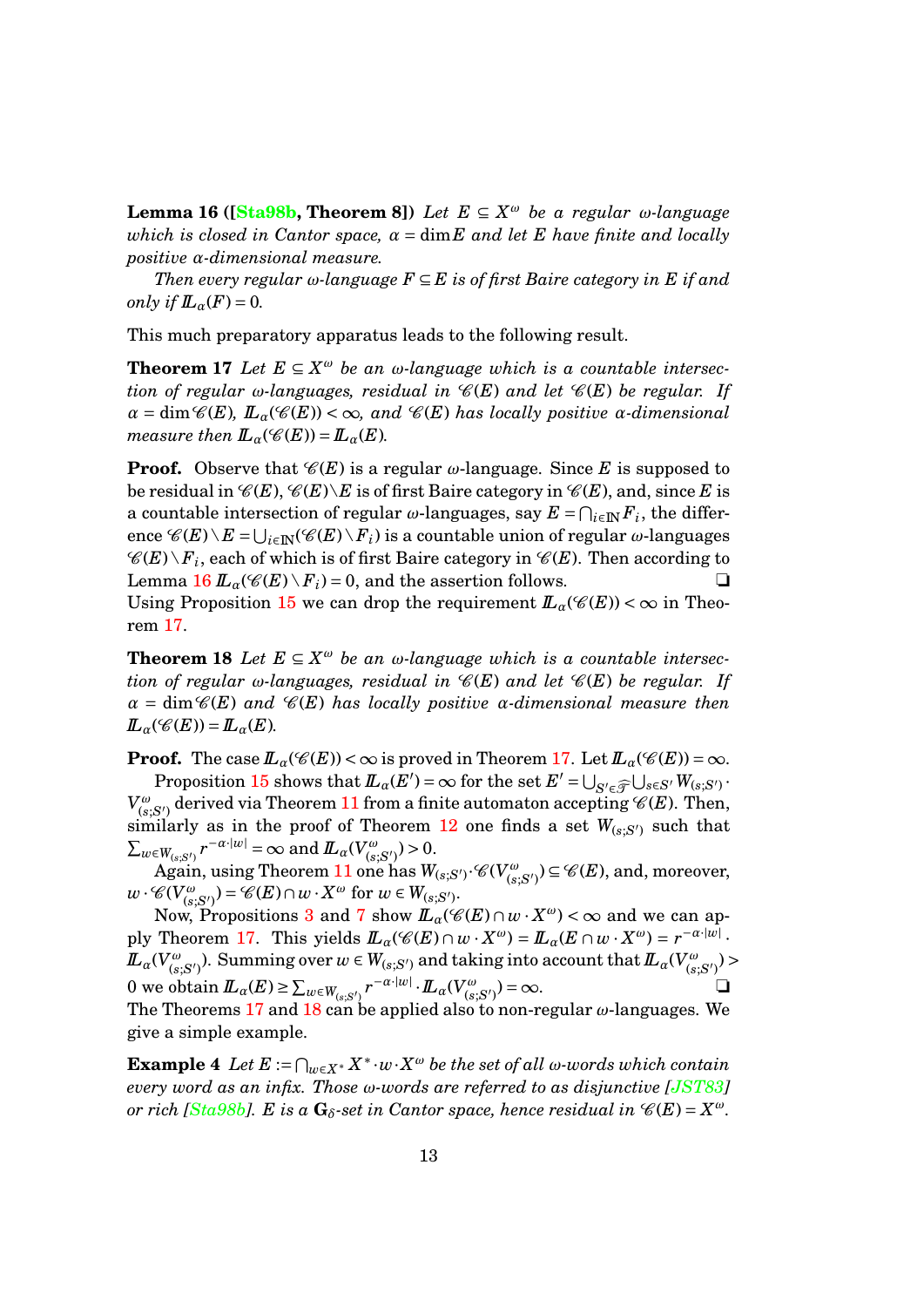**Lemma 16 ([Sta98b, Theorem 8])** *Let $E \subseteq X^\omega$ be a regular $\omega$-language which is closed in Cantor space, $\alpha = \dim E$ and let $E$ have finite and locally positive $\alpha$-dimensional measure.*

*Then every regular $\omega$-language $F \subseteq E$ is of first Baire category in $E$ if and only if $\mathbb{L}_\alpha(F) = 0$.*

This much preparatory apparatus leads to the following result.

**Theorem 17** *Let $E \subseteq X^\omega$ be an $\omega$-language which is a countable intersection of regular $\omega$-languages, residual in $\mathscr{C}(E)$ and let $\mathscr{C}(E)$ be regular. If $\alpha = \dim \mathscr{C}(E)$, $\mathbb{L}_\alpha(\mathscr{C}(E)) < \infty$, and $\mathscr{C}(E)$ has locally positive $\alpha$-dimensional measure then $\mathbb{L}_\alpha(\mathscr{C}(E)) = \mathbb{L}_\alpha(E)$.*

**Proof.** Observe that $\mathscr{C}(E)$ is a regular $\omega$-language. Since $E$ is supposed to be residual in $\mathscr{C}(E)$, $\mathscr{C}(E) \setminus E$ is of first Baire category in $\mathscr{C}(E)$, and, since $E$ is a countable intersection of regular $\omega$-languages, say $E = \bigcap_{i \in \mathbb{N}} F_i$, the difference $\mathscr{C}(E) \setminus E = \bigcup_{i \in \mathbb{N}} (\mathscr{C}(E) \setminus F_i)$ is a countable union of regular $\omega$-languages $\mathscr{C}(E) \setminus F_i$, each of which is of first Baire category in $\mathscr{C}(E)$. Then according to Lemma 16 $\mathbb{L}_\alpha(\mathscr{C}(E) \setminus F_i) = 0$, and the assertion follows. ❑

Using Proposition 15 we can drop the requirement $\mathbb{L}_\alpha(\mathscr{C}(E)) < \infty$ in Theorem 17.

**Theorem 18** *Let $E \subseteq X^\omega$ be an $\omega$-language which is a countable intersection of regular $\omega$-languages, residual in $\mathscr{C}(E)$ and let $\mathscr{C}(E)$ be regular. If $\alpha = \dim \mathscr{C}(E)$ and $\mathscr{C}(E)$ has locally positive $\alpha$-dimensional measure then $\mathbb{L}_\alpha(\mathscr{C}(E)) = \mathbb{L}_\alpha(E)$.*

**Proof.** The case $\mathbb{L}_\alpha(\mathscr{C}(E)) < \infty$ is proved in Theorem 17. Let $\mathbb{L}_\alpha(\mathscr{C}(E)) = \infty$.

Proposition 15 shows that $\mathbb{L}_\alpha(E') = \infty$ for the set $E' = \bigcup_{S' \in \widehat{\mathscr{F}}} \bigcup_{s \in S'} W_{(s;S')} \cdot V^\omega_{(s;S')}$ derived via Theorem 11 from a finite automaton accepting $\mathscr{C}(E)$. Then, similarly as in the proof of Theorem 12 one finds a set $W_{(s;S')}$ such that $\sum_{w \in W_{(s;S')}} r^{-\alpha \cdot |w|} = \infty$ and $\mathbb{L}_\alpha(V^\omega_{(s;S')}) > 0$.

Again, using Theorem 11 one has $W_{(s;S')} \cdot \mathscr{C}(V^\omega_{(s;S')}) \subseteq \mathscr{C}(E)$, and, moreover, $w \cdot \mathscr{C}(V^\omega_{(s;S')}) = \mathscr{C}(E) \cap w \cdot X^\omega$ for $w \in W_{(s;S')}$.

Now, Propositions 3 and 7 show $\mathbb{L}_\alpha(\mathscr{C}(E) \cap w \cdot X^\omega) < \infty$ and we can apply Theorem 17. This yields $\mathbb{L}_\alpha(\mathscr{C}(E) \cap w \cdot X^\omega) = \mathbb{L}_\alpha(E \cap w \cdot X^\omega) = r^{-\alpha \cdot |w|} \cdot \mathbb{L}_\alpha(V^\omega_{(s;S')})$. Summing over $w \in W_{(s;S')}$ and taking into account that $\mathbb{L}_\alpha(V^\omega_{(s;S')}) > 0$ we obtain $\mathbb{L}_\alpha(E) \geq \sum_{w \in W_{(s;S')}} r^{-\alpha \cdot |w|} \cdot \mathbb{L}_\alpha(V^\omega_{(s;S')}) = \infty$. ❑

The Theorems 17 and 18 can be applied also to non-regular $\omega$-languages. We give a simple example.

**Example 4** *Let $E := \bigcap_{w \in X^*} X^* \cdot w \cdot X^\omega$ be the set of all $\omega$-words which contain every word as an infix. Those $\omega$-words are referred to as disjunctive [JST83] or rich [Sta98b]. $E$ is a $\mathbf{G}_\delta$-set in Cantor space, hence residual in $\mathscr{C}(E) = X^\omega$.*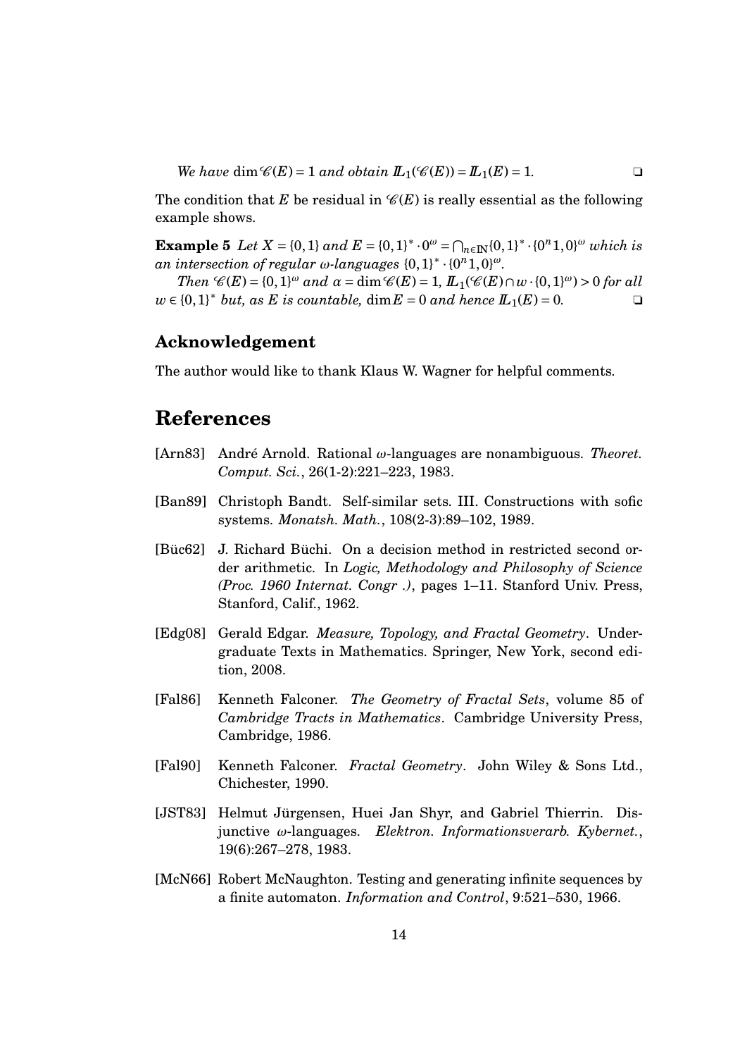*We have* $\dim \mathscr{C}(E) = 1$ *and obtain* $\mathbb{L}_1(\mathscr{C}(E)) = \mathbb{L}_1(E) = 1$. ❑

The condition that $E$ be residual in $\mathscr{C}(E)$ is really essential as the following example shows.

**Example 5** *Let* $X = \{0,1\}$ *and* $E = \{0,1\}^* \cdot 0^\omega = \bigcap_{n\in\mathbb{N}} \{0,1\}^* \cdot \{0^n 1, 0\}^\omega$ *which is an intersection of regular* $\omega$*-languages* $\{0,1\}^* \cdot \{0^n 1, 0\}^\omega$.

*Then* $\mathscr{C}(E) = \{0,1\}^\omega$ *and* $\alpha = \dim \mathscr{C}(E) = 1$, $\mathbb{L}_1(\mathscr{C}(E) \cap w \cdot \{0,1\}^\omega) > 0$ *for all* $w \in \{0,1\}^*$ *but, as* $E$ *is countable,* $\dim E = 0$ *and hence* $\mathbb{L}_1(E) = 0$. ❑

### Acknowledgement

The author would like to thank Klaus W. Wagner for helpful comments.

## References

[Arn83] André Arnold. Rational $\omega$-languages are nonambiguous. *Theoret. Comput. Sci.*, 26(1-2):221–223, 1983.

[Ban89] Christoph Bandt. Self-similar sets. III. Constructions with sofic systems. *Monatsh. Math.*, 108(2-3):89–102, 1989.

[Büc62] J. Richard Büchi. On a decision method in restricted second order arithmetic. In *Logic, Methodology and Philosophy of Science (Proc. 1960 Internat. Congr .)*, pages 1–11. Stanford Univ. Press, Stanford, Calif., 1962.

[Edg08] Gerald Edgar. *Measure, Topology, and Fractal Geometry*. Undergraduate Texts in Mathematics. Springer, New York, second edition, 2008.

[Fal86] Kenneth Falconer. *The Geometry of Fractal Sets*, volume 85 of *Cambridge Tracts in Mathematics*. Cambridge University Press, Cambridge, 1986.

[Fal90] Kenneth Falconer. *Fractal Geometry*. John Wiley & Sons Ltd., Chichester, 1990.

[JST83] Helmut Jürgensen, Huei Jan Shyr, and Gabriel Thierrin. Disjunctive $\omega$-languages. *Elektron. Informationsverarb. Kybernet.*, 19(6):267–278, 1983.

[McN66] Robert McNaughton. Testing and generating infinite sequences by a finite automaton. *Information and Control*, 9:521–530, 1966.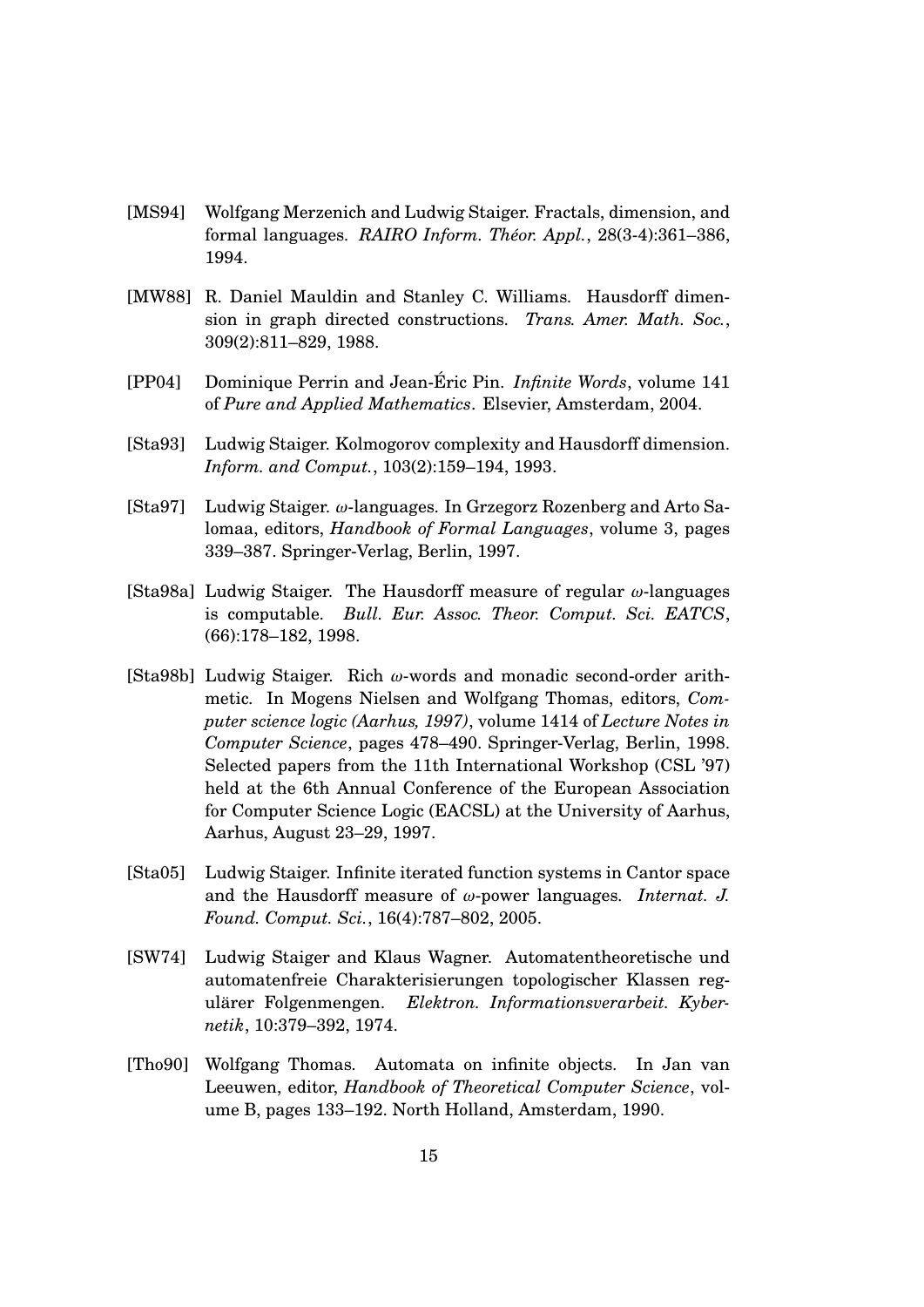[MS94] Wolfgang Merzenich and Ludwig Staiger. Fractals, dimension, and formal languages. *RAIRO Inform. Théor. Appl.*, 28(3-4):361–386, 1994.

[MW88] R. Daniel Mauldin and Stanley C. Williams. Hausdorff dimension in graph directed constructions. *Trans. Amer. Math. Soc.*, 309(2):811–829, 1988.

[PP04] Dominique Perrin and Jean-Éric Pin. *Infinite Words*, volume 141 of *Pure and Applied Mathematics*. Elsevier, Amsterdam, 2004.

[Sta93] Ludwig Staiger. Kolmogorov complexity and Hausdorff dimension. *Inform. and Comput.*, 103(2):159–194, 1993.

[Sta97] Ludwig Staiger. $\omega$-languages. In Grzegorz Rozenberg and Arto Salomaa, editors, *Handbook of Formal Languages*, volume 3, pages 339–387. Springer-Verlag, Berlin, 1997.

[Sta98a] Ludwig Staiger. The Hausdorff measure of regular $\omega$-languages is computable. *Bull. Eur. Assoc. Theor. Comput. Sci. EATCS*, (66):178–182, 1998.

[Sta98b] Ludwig Staiger. Rich $\omega$-words and monadic second-order arithmetic. In Mogens Nielsen and Wolfgang Thomas, editors, *Computer science logic (Aarhus, 1997)*, volume 1414 of *Lecture Notes in Computer Science*, pages 478–490. Springer-Verlag, Berlin, 1998. Selected papers from the 11th International Workshop (CSL '97) held at the 6th Annual Conference of the European Association for Computer Science Logic (EACSL) at the University of Aarhus, Aarhus, August 23–29, 1997.

[Sta05] Ludwig Staiger. Infinite iterated function systems in Cantor space and the Hausdorff measure of $\omega$-power languages. *Internat. J. Found. Comput. Sci.*, 16(4):787–802, 2005.

[SW74] Ludwig Staiger and Klaus Wagner. Automatentheoretische und automatenfreie Charakterisierungen topologischer Klassen regulärer Folgenmengen. *Elektron. Informationsverarbeit. Kybernetik*, 10:379–392, 1974.

[Tho90] Wolfgang Thomas. Automata on infinite objects. In Jan van Leeuwen, editor, *Handbook of Theoretical Computer Science*, volume B, pages 133–192. North Holland, Amsterdam, 1990.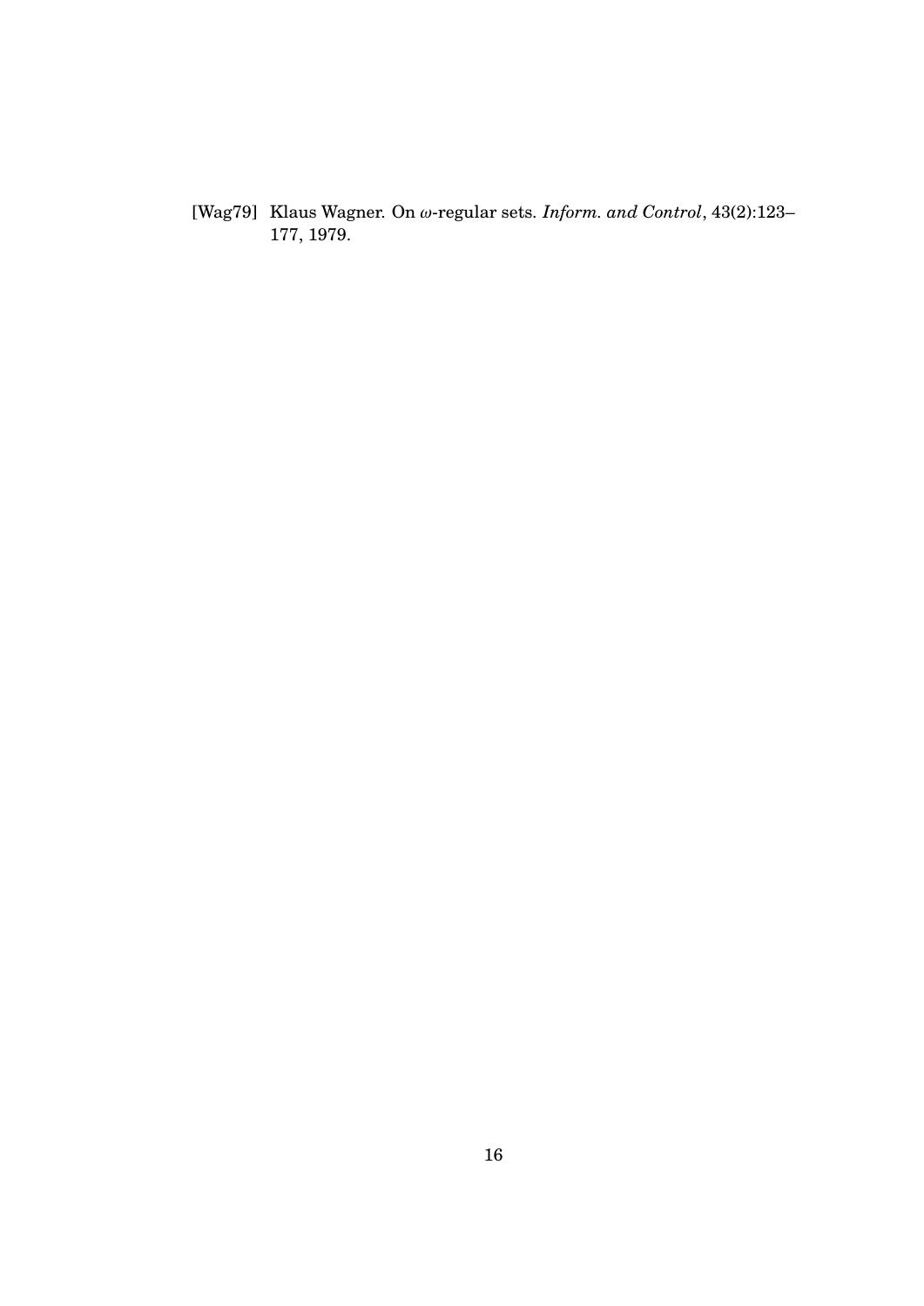[Wag79] Klaus Wagner. On $\omega$-regular sets. *Inform. and Control*, 43(2):123–177, 1979.